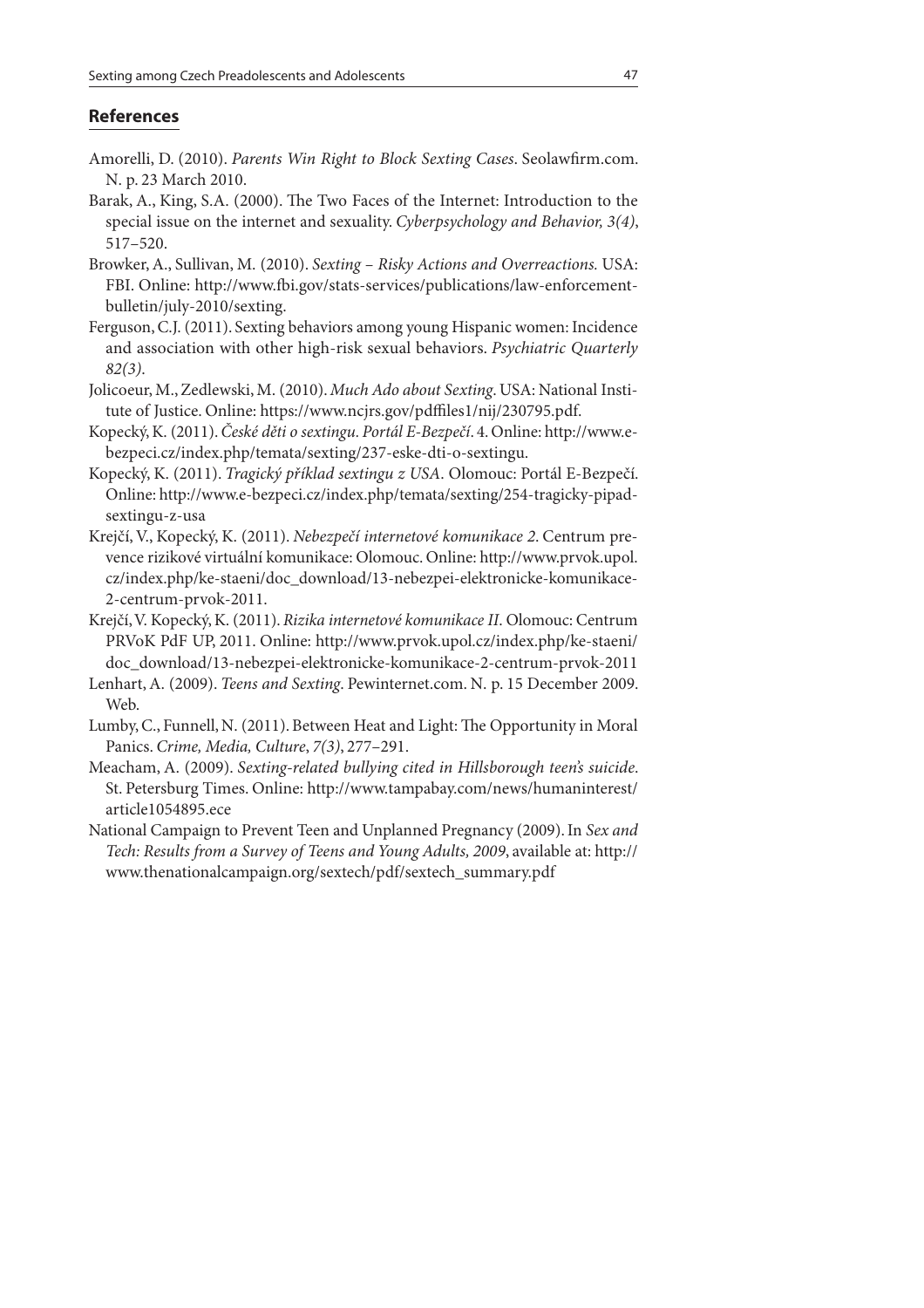## References

Amorelli, D. (2010). *Parents Win Right to Block Sexting Cases*. Seolawfirm.com. N. p. 23 March 2010.

Barak, A., King, S.A. (2000). The Two Faces of the Internet: Introduction to the special issue on the internet and sexuality. *Cyberpsychology and Behavior, 3(4)*, 517–520.

Browker, A., Sullivan, M. (2010). *Sexting – Risky Actions and Overreactions.* USA: FBI. Online: http://www.fbi.gov/stats-services/publications/law-enforcement-bulletin/july-2010/sexting.

Ferguson, C.J. (2011). Sexting behaviors among young Hispanic women: Incidence and association with other high-risk sexual behaviors. *Psychiatric Quarterly 82(3)*.

Jolicoeur, M., Zedlewski, M. (2010). *Much Ado about Sexting*. USA: National Institute of Justice. Online: https://www.ncjrs.gov/pdffiles1/nij/230795.pdf.

Kopecký, K. (2011). *České děti o sextingu. Portál E-Bezpečí*. 4. Online: http://www.e-bezpeci.cz/index.php/temata/sexting/237-eske-dti-o-sextingu.

Kopecký, K. (2011). *Tragický příklad sextingu z USA*. Olomouc: Portál E-Bezpečí. Online: http://www.e-bezpeci.cz/index.php/temata/sexting/254-tragicky-pipad-sextingu-z-usa

Krejčí, V., Kopecký, K. (2011). *Nebezpečí internetové komunikace 2*. Centrum prevence rizikové virtuální komunikace: Olomouc. Online: http://www.prvok.upol.cz/index.php/ke-staeni/doc_download/13-nebezpei-elektronicke-komunikace-2-centrum-prvok-2011.

Krejčí, V. Kopecký, K. (2011). *Rizika internetové komunikace II*. Olomouc: Centrum PRVoK PdF UP, 2011. Online: http://www.prvok.upol.cz/index.php/ke-staeni/doc_download/13-nebezpei-elektronicke-komunikace-2-centrum-prvok-2011

Lenhart, A. (2009). *Teens and Sexting*. Pewinternet.com. N. p. 15 December 2009. Web.

Lumby, C., Funnell, N. (2011). Between Heat and Light: The Opportunity in Moral Panics. *Crime, Media, Culture*, *7(3)*, 277–291.

Meacham, A. (2009). *Sexting-related bullying cited in Hillsborough teen's suicide*. St. Petersburg Times. Online: http://www.tampabay.com/news/humaninterest/article1054895.ece

National Campaign to Prevent Teen and Unplanned Pregnancy (2009). In *Sex and Tech: Results from a Survey of Teens and Young Adults, 2009*, available at: http://www.thenationalcampaign.org/sextech/pdf/sextech_summary.pdf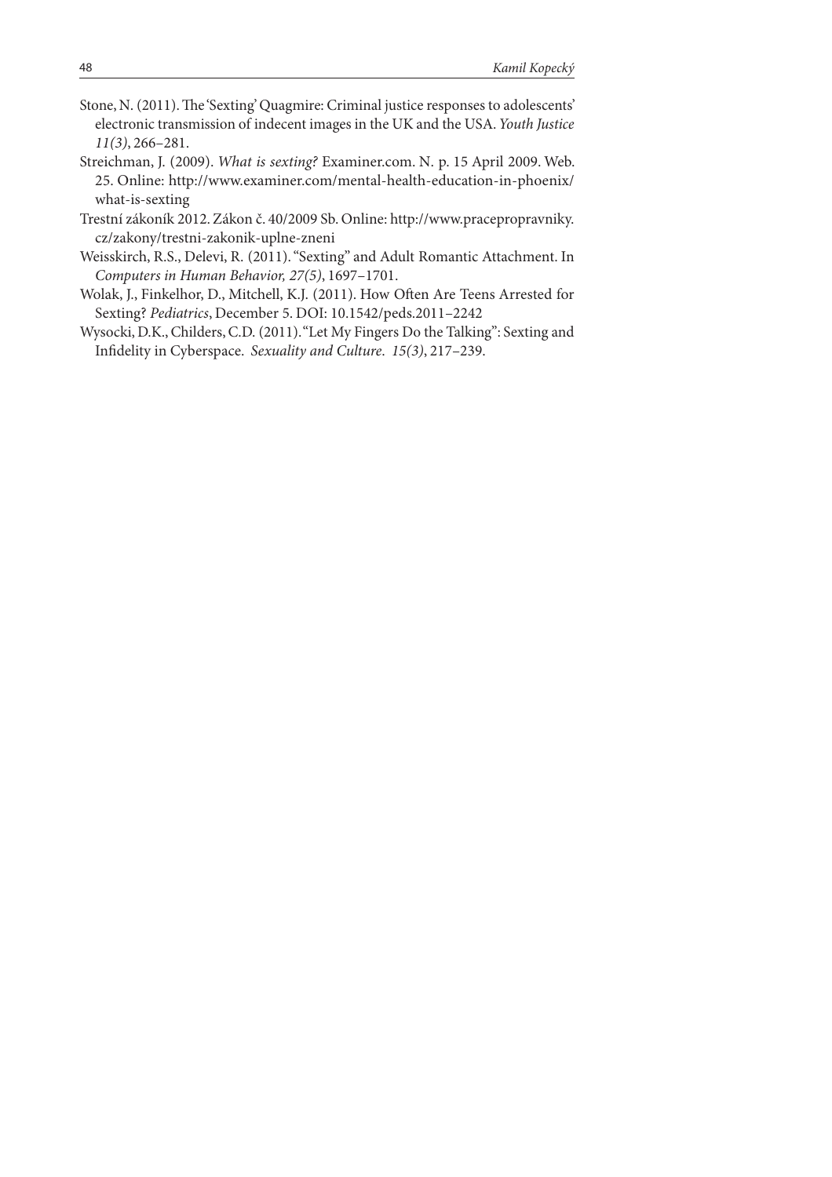Stone, N. (2011). The 'Sexting' Quagmire: Criminal justice responses to adolescents' electronic transmission of indecent images in the UK and the USA. *Youth Justice 11(3)*, 266–281.

Streichman, J. (2009). *What is sexting?* Examiner.com. N. p. 15 April 2009. Web. 25. Online: http://www.examiner.com/mental-health-education-in-phoenix/what-is-sexting

Trestní zákoník 2012. Zákon č. 40/2009 Sb. Online: http://www.pracepropravniky.cz/zakony/trestni-zakonik-uplne-zneni

Weisskirch, R.S., Delevi, R. (2011). "Sexting" and Adult Romantic Attachment. In *Computers in Human Behavior, 27(5)*, 1697–1701.

Wolak, J., Finkelhor, D., Mitchell, K.J. (2011). How Often Are Teens Arrested for Sexting? *Pediatrics*, December 5. DOI: 10.1542/peds.2011–2242

Wysocki, D.K., Childers, C.D. (2011). "Let My Fingers Do the Talking": Sexting and Infidelity in Cyberspace. *Sexuality and Culture. 15(3)*, 217–239.